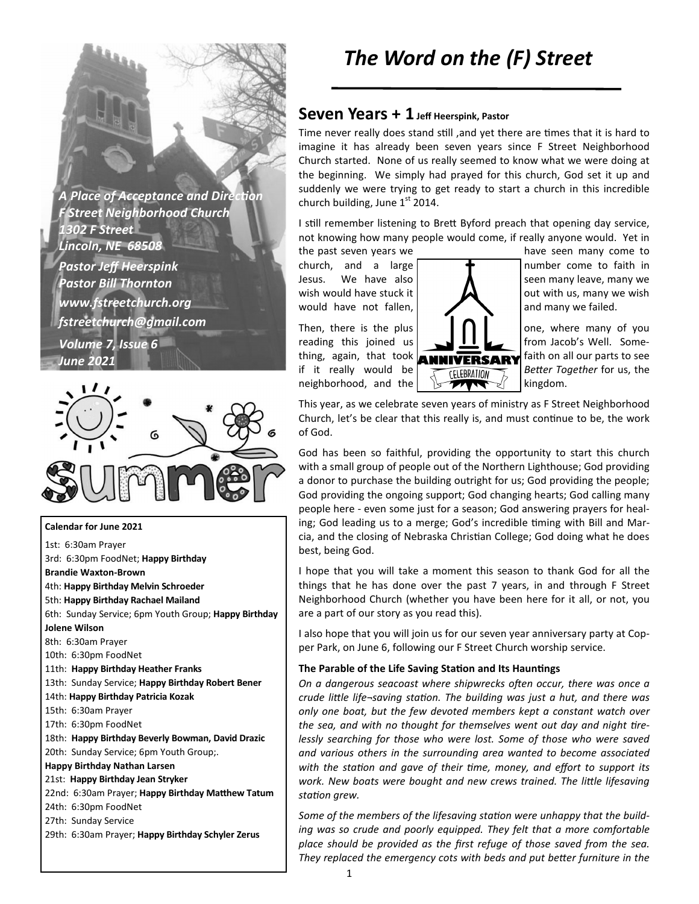# The Word on the (F) Street

*A Place of Acceptance and Direction*
*F Street Neighborhood Church*
*1302 F Street*
*Lincoln, NE 68508*
*Pastor Jeff Heerspink*
*Pastor Bill Thornton*
*www.fstreetchurch.org*
*fstreetchurch@gmail.com*
*Volume 7, Issue 6*
*June 2021*

**Calendar for June 2021**

1st: 6:30am Prayer
3rd: 6:30pm FoodNet; **Happy Birthday Brandie Waxton-Brown**
4th: **Happy Birthday Melvin Schroeder**
5th: **Happy Birthday Rachael Mailand**
6th: Sunday Service; 6pm Youth Group; **Happy Birthday Jolene Wilson**
8th: 6:30am Prayer
10th: 6:30pm FoodNet
11th: **Happy Birthday Heather Franks**
13th: Sunday Service; **Happy Birthday Robert Bener**
14th: **Happy Birthday Patricia Kozak**
15th: 6:30am Prayer
17th: 6:30pm FoodNet
18th: **Happy Birthday Beverly Bowman, David Drazic**
20th: Sunday Service; 6pm Youth Group;.
**Happy Birthday Nathan Larsen**
21st: **Happy Birthday Jean Stryker**
22nd: 6:30am Prayer; **Happy Birthday Matthew Tatum**
24th: 6:30pm FoodNet
27th: Sunday Service
29th: 6:30am Prayer; **Happy Birthday Schyler Zerus**

## Seven Years + 1 Jeff Heerspink, Pastor

Time never really does stand still ,and yet there are times that it is hard to imagine it has already been seven years since F Street Neighborhood Church started. None of us really seemed to know what we were doing at the beginning. We simply had prayed for this church, God set it up and suddenly we were trying to get ready to start a church in this incredible church building, June 1st 2014.

I still remember listening to Brett Byford preach that opening day service, not knowing how many people would come, if really anyone would. Yet in the past seven years we have seen many come to church, and a large number come to faith in Jesus. We have also seen many leave, many we wish would have stuck it out with us, many we wish would have not fallen, and many we failed.

Then, there is the plus one, where many of you reading this joined us from Jacob's Well. Something, again, that took faith on all our parts to see if it really would be *Better Together* for us, the neighborhood, and the kingdom.

This year, as we celebrate seven years of ministry as F Street Neighborhood Church, let's be clear that this really is, and must continue to be, the work of God.

God has been so faithful, providing the opportunity to start this church with a small group of people out of the Northern Lighthouse; God providing a donor to purchase the building outright for us; God providing the people; God providing the ongoing support; God changing hearts; God calling many people here - even some just for a season; God answering prayers for healing; God leading us to a merge; God's incredible timing with Bill and Marcia, and the closing of Nebraska Christian College; God doing what he does best, being God.

I hope that you will take a moment this season to thank God for all the things that he has done over the past 7 years, in and through F Street Neighborhood Church (whether you have been here for it all, or not, you are a part of our story as you read this).

I also hope that you will join us for our seven year anniversary party at Copper Park, on June 6, following our F Street Church worship service.

**The Parable of the Life Saving Station and Its Hauntings**

*On a dangerous seacoast where shipwrecks often occur, there was once a crude little life¬saving station. The building was just a hut, and there was only one boat, but the few devoted members kept a constant watch over the sea, and with no thought for themselves went out day and night tirelessly searching for those who were lost. Some of those who were saved and various others in the surrounding area wanted to become associated with the station and gave of their time, money, and effort to support its work. New boats were bought and new crews trained. The little lifesaving station grew.*

*Some of the members of the lifesaving station were unhappy that the building was so crude and poorly equipped. They felt that a more comfortable place should be provided as the first refuge of those saved from the sea. They replaced the emergency cots with beds and put better furniture in the*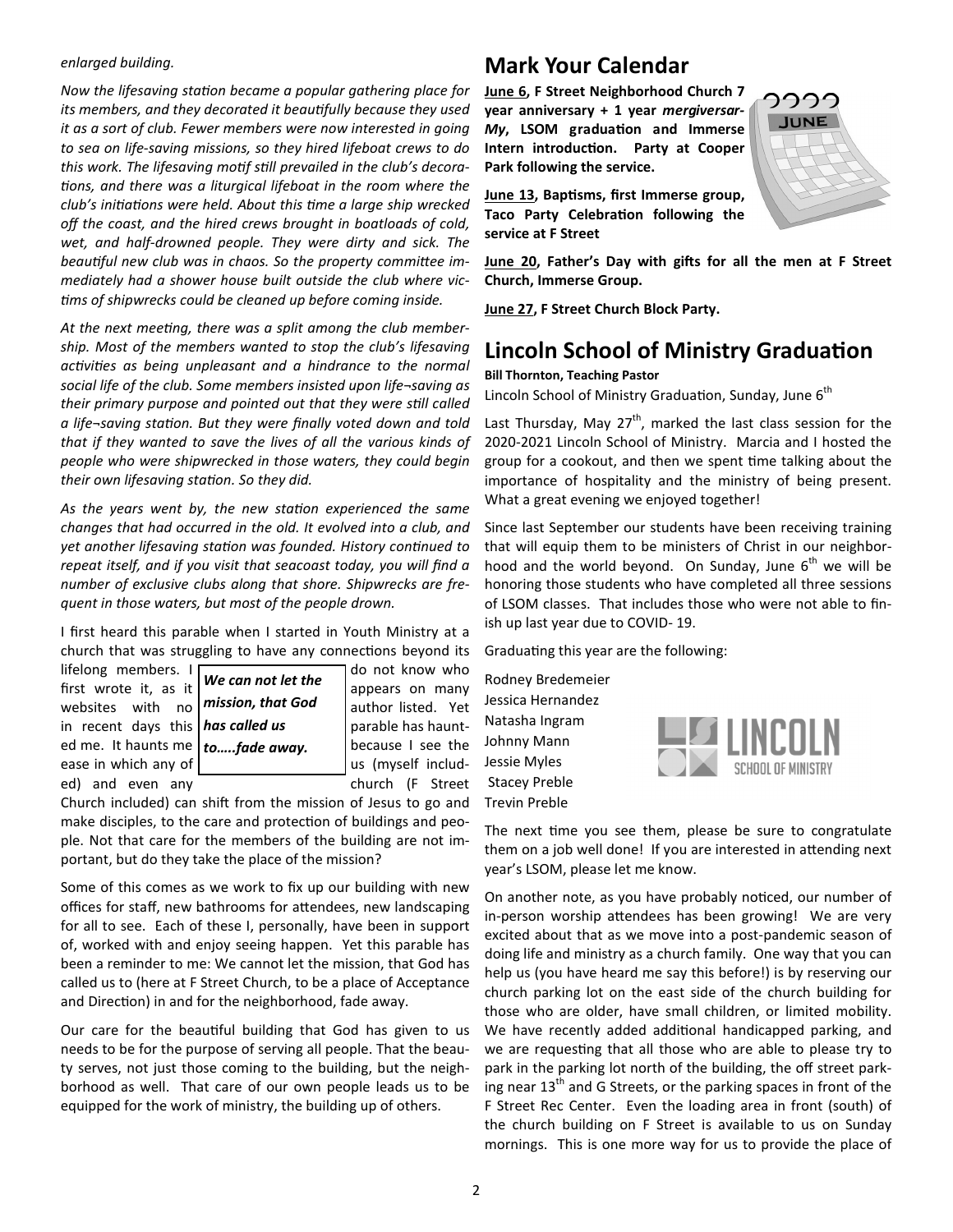*enlarged building.*

*Now the lifesaving station became a popular gathering place for its members, and they decorated it beautifully because they used it as a sort of club. Fewer members were now interested in going to sea on life-saving missions, so they hired lifeboat crews to do this work. The lifesaving motif still prevailed in the club's decorations, and there was a liturgical lifeboat in the room where the club's initiations were held. About this time a large ship wrecked off the coast, and the hired crews brought in boatloads of cold, wet, and half-drowned people. They were dirty and sick. The beautiful new club was in chaos. So the property committee immediately had a shower house built outside the club where victims of shipwrecks could be cleaned up before coming inside.*

*At the next meeting, there was a split among the club membership. Most of the members wanted to stop the club's lifesaving activities as being unpleasant and a hindrance to the normal social life of the club. Some members insisted upon life¬saving as their primary purpose and pointed out that they were still called a life¬saving station. But they were finally voted down and told that if they wanted to save the lives of all the various kinds of people who were shipwrecked in those waters, they could begin their own lifesaving station. So they did.*

*As the years went by, the new station experienced the same changes that had occurred in the old. It evolved into a club, and yet another lifesaving station was founded. History continued to repeat itself, and if you visit that seacoast today, you will find a number of exclusive clubs along that shore. Shipwrecks are frequent in those waters, but most of the people drown.*

I first heard this parable when I started in Youth Ministry at a church that was struggling to have any connections beyond its lifelong members. I do not know who first wrote it, as it appears on many websites with no author listed. Yet in recent days this parable has haunted me. It haunts me because I see the ease in which any of us (myself included) and even any church (F Street Church included) can shift from the mission of Jesus to go and make disciples, to the care and protection of buildings and people. Not that care for the members of the building are not important, but do they take the place of the mission?

***We can not let the mission, that God has called us to…..fade away.***

Some of this comes as we work to fix up our building with new offices for staff, new bathrooms for attendees, new landscaping for all to see. Each of these I, personally, have been in support of, worked with and enjoy seeing happen. Yet this parable has been a reminder to me: We cannot let the mission, that God has called us to (here at F Street Church, to be a place of Acceptance and Direction) in and for the neighborhood, fade away.

Our care for the beautiful building that God has given to us needs to be for the purpose of serving all people. That the beauty serves, not just those coming to the building, but the neighborhood as well. That care of our own people leads us to be equipped for the work of ministry, the building up of others.

## Mark Your Calendar

**<u>June 6</u>, F Street Neighborhood Church 7 year anniversary + 1 year *mergiversar-My*, LSOM graduation and Immerse Intern introduction. Party at Cooper Park following the service.**

**<u>June 13</u>, Baptisms, first Immerse group, Taco Party Celebration following the service at F Street**

**<u>June 20</u>, Father's Day with gifts for all the men at F Street Church, Immerse Group.**

**<u>June 27</u>, F Street Church Block Party.**

## Lincoln School of Ministry Graduation

**Bill Thornton, Teaching Pastor**

Lincoln School of Ministry Graduation, Sunday, June 6th

Last Thursday, May 27th, marked the last class session for the 2020-2021 Lincoln School of Ministry. Marcia and I hosted the group for a cookout, and then we spent time talking about the importance of hospitality and the ministry of being present. What a great evening we enjoyed together!

Since last September our students have been receiving training that will equip them to be ministers of Christ in our neighborhood and the world beyond. On Sunday, June 6th we will be honoring those students who have completed all three sessions of LSOM classes. That includes those who were not able to finish up last year due to COVID- 19.

Graduating this year are the following:

Rodney Bredemeier
Jessica Hernandez
Natasha Ingram
Johnny Mann
Jessie Myles
Stacey Preble
Trevin Preble

The next time you see them, please be sure to congratulate them on a job well done! If you are interested in attending next year's LSOM, please let me know.

On another note, as you have probably noticed, our number of in-person worship attendees has been growing! We are very excited about that as we move into a post-pandemic season of doing life and ministry as a church family. One way that you can help us (you have heard me say this before!) is by reserving our church parking lot on the east side of the church building for those who are older, have small children, or limited mobility. We have recently added additional handicapped parking, and we are requesting that all those who are able to please try to park in the parking lot north of the building, the off street parking near 13th and G Streets, or the parking spaces in front of the F Street Rec Center. Even the loading area in front (south) of the church building on F Street is available to us on Sunday mornings. This is one more way for us to provide the place of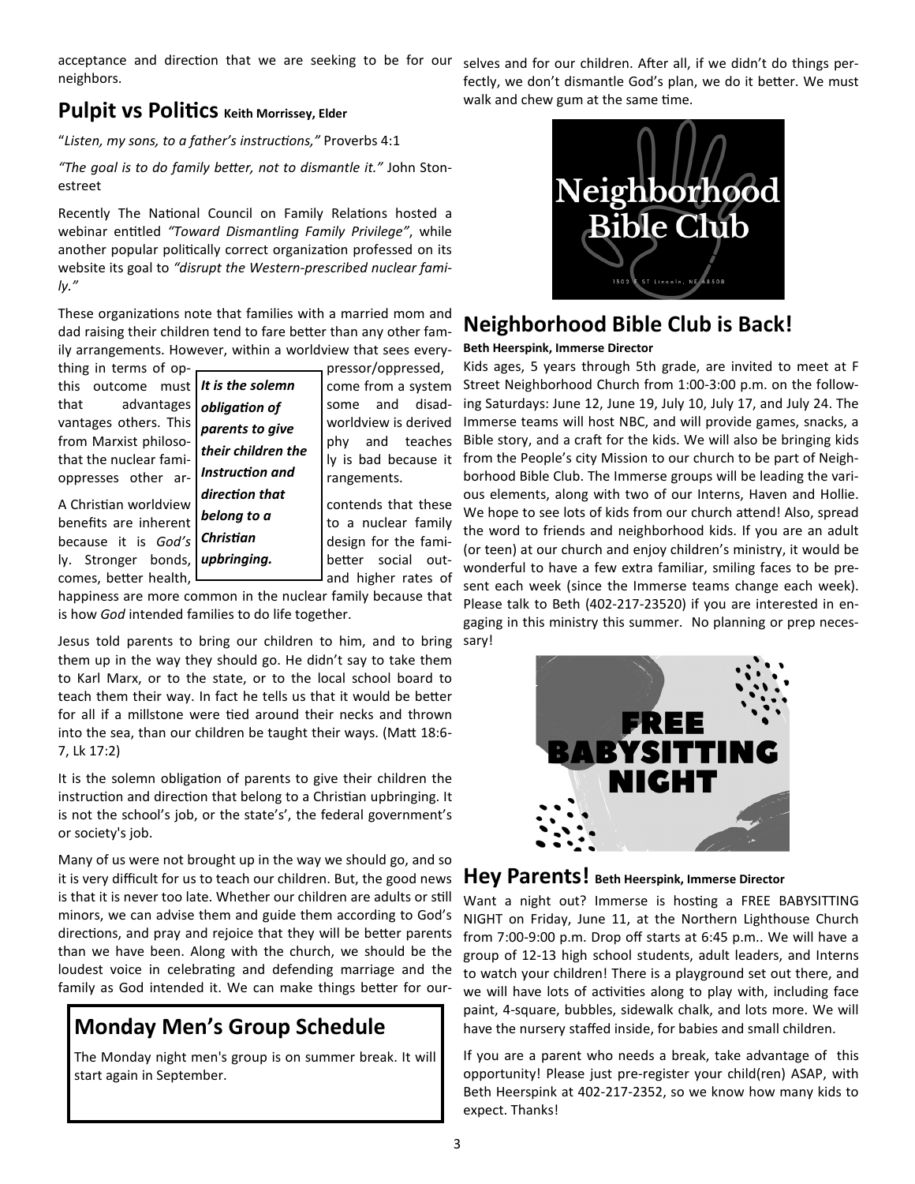acceptance and direction that we are seeking to be for our neighbors.

## Pulpit vs Politics **Keith Morrissey, Elder**

"*Listen, my sons, to a father's instructions,*" Proverbs 4:1

*"The goal is to do family better, not to dismantle it."* John Stonestreet

Recently The National Council on Family Relations hosted a webinar entitled *"Toward Dismantling Family Privilege"*, while another popular politically correct organization professed on its website its goal to *"disrupt the Western-prescribed nuclear family."*

These organizations note that families with a married mom and dad raising their children tend to fare better than any other family arrangements. However, within a worldview that sees everything in terms of oppressor/oppressed, this outcome must come from a system that advantages some and disadvantages others. This worldview is derived from Marxist philosophy and teaches that the nuclear family is bad because it oppresses other arrangements.

> ***It is the solemn obligation of parents to give their children the Instruction and direction that belong to a Christian upbringing.***

A Christian worldview contends that these benefits are inherent to a nuclear family because it is *God's* design for the family. Stronger bonds, better social outcomes, better health, and higher rates of happiness are more common in the nuclear family because that is how *God* intended families to do life together.

Jesus told parents to bring our children to him, and to bring them up in the way they should go. He didn't say to take them to Karl Marx, or to the state, or to the local school board to teach them their way. In fact he tells us that it would be better for all if a millstone were tied around their necks and thrown into the sea, than our children be taught their ways. (Matt 18:6-7, Lk 17:2)

It is the solemn obligation of parents to give their children the instruction and direction that belong to a Christian upbringing. It is not the school's job, or the state's', the federal government's or society's job.

Many of us were not brought up in the way we should go, and so it is very difficult for us to teach our children. But, the good news is that it is never too late. Whether our children are adults or still minors, we can advise them and guide them according to God's directions, and pray and rejoice that they will be better parents than we have been. Along with the church, we should be the loudest voice in celebrating and defending marriage and the family as God intended it. We can make things better for ourselves and for our children. After all, if we didn't do things perfectly, we don't dismantle God's plan, we do it better. We must walk and chew gum at the same time.

## Monday Men's Group Schedule

The Monday night men's group is on summer break. It will start again in September.

Neighborhood Bible Club

1302 F ST Lincoln, NE 68508

## Neighborhood Bible Club is Back!

**Beth Heerspink, Immerse Director**

Kids ages, 5 years through 5th grade, are invited to meet at F Street Neighborhood Church from 1:00-3:00 p.m. on the following Saturdays: June 12, June 19, July 10, July 17, and July 24. The Immerse teams will host NBC, and will provide games, snacks, a Bible story, and a craft for the kids. We will also be bringing kids from the People's city Mission to our church to be part of Neighborhood Bible Club. The Immerse groups will be leading the various elements, along with two of our Interns, Haven and Hollie. We hope to see lots of kids from our church attend! Also, spread the word to friends and neighborhood kids. If you are an adult (or teen) at our church and enjoy children's ministry, it would be wonderful to have a few extra familiar, smiling faces to be present each week (since the Immerse teams change each week). Please talk to Beth (402-217-23520) if you are interested in engaging in this ministry this summer. No planning or prep necessary!

FREE BABYSITTING NIGHT

## Hey Parents! **Beth Heerspink, Immerse Director**

Want a night out? Immerse is hosting a FREE BABYSITTING NIGHT on Friday, June 11, at the Northern Lighthouse Church from 7:00-9:00 p.m. Drop off starts at 6:45 p.m.. We will have a group of 12-13 high school students, adult leaders, and Interns to watch your children! There is a playground set out there, and we will have lots of activities along to play with, including face paint, 4-square, bubbles, sidewalk chalk, and lots more. We will have the nursery staffed inside, for babies and small children.

If you are a parent who needs a break, take advantage of this opportunity! Please just pre-register your child(ren) ASAP, with Beth Heerspink at 402-217-2352, so we know how many kids to expect. Thanks!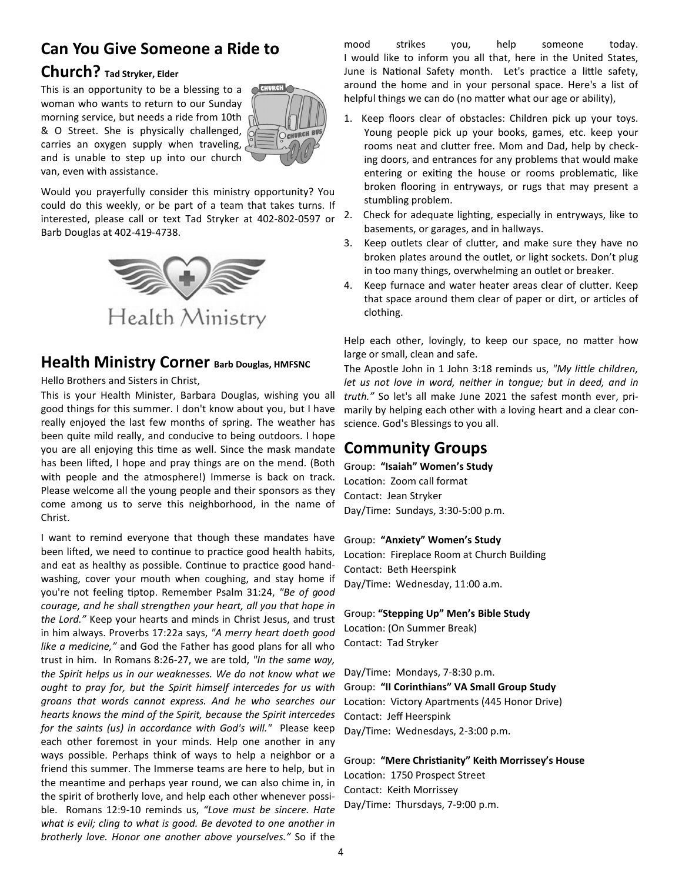## Can You Give Someone a Ride to Church? **Tad Stryker, Elder**

This is an opportunity to be a blessing to a woman who wants to return to our Sunday morning service, but needs a ride from 10th & O Street. She is physically challenged, carries an oxygen supply when traveling, and is unable to step up into our church van, even with assistance.

Would you prayerfully consider this ministry opportunity? You could do this weekly, or be part of a team that takes turns. If interested, please call or text Tad Stryker at 402-802-0597 or Barb Douglas at 402-419-4738.

Health Ministry

## Health Ministry Corner **Barb Douglas, HMFSNC**

Hello Brothers and Sisters in Christ,

This is your Health Minister, Barbara Douglas, wishing you all good things for this summer. I don't know about you, but I have really enjoyed the last few months of spring. The weather has been quite mild really, and conducive to being outdoors. I hope you are all enjoying this time as well. Since the mask mandate has been lifted, I hope and pray things are on the mend. (Both with people and the atmosphere!) Immerse is back on track. Please welcome all the young people and their sponsors as they come among us to serve this neighborhood, in the name of Christ.

I want to remind everyone that though these mandates have been lifted, we need to continue to practice good health habits, and eat as healthy as possible. Continue to practice good hand-washing, cover your mouth when coughing, and stay home if you're not feeling tiptop. Remember Psalm 31:24, *"Be of good courage, and he shall strengthen your heart, all you that hope in the Lord."* Keep your hearts and minds in Christ Jesus, and trust in him always. Proverbs 17:22a says, *"A merry heart doeth good like a medicine,"* and God the Father has good plans for all who trust in him. In Romans 8:26-27, we are told, *"In the same way, the Spirit helps us in our weaknesses. We do not know what we ought to pray for, but the Spirit himself intercedes for us with groans that words cannot express. And he who searches our hearts knows the mind of the Spirit, because the Spirit intercedes for the saints (us) in accordance with God's will."* Please keep each other foremost in your minds. Help one another in any ways possible. Perhaps think of ways to help a neighbor or a friend this summer. The Immerse teams are here to help, but in the meantime and perhaps year round, we can also chime in, in the spirit of brotherly love, and help each other whenever possible. Romans 12:9-10 reminds us, *"Love must be sincere. Hate what is evil; cling to what is good. Be devoted to one another in brotherly love. Honor one another above yourselves."* So if the mood strikes you, help someone today.

I would like to inform you all that, here in the United States, June is National Safety month. Let's practice a little safety, around the home and in your personal space. Here's a list of helpful things we can do (no matter what our age or ability),

1. Keep floors clear of obstacles: Children pick up your toys. Young people pick up your books, games, etc. keep your rooms neat and clutter free. Mom and Dad, help by checking doors, and entrances for any problems that would make entering or exiting the house or rooms problematic, like broken flooring in entryways, or rugs that may present a stumbling problem.
2. Check for adequate lighting, especially in entryways, like to basements, or garages, and in hallways.
3. Keep outlets clear of clutter, and make sure they have no broken plates around the outlet, or light sockets. Don't plug in too many things, overwhelming an outlet or breaker.
4. Keep furnace and water heater areas clear of clutter. Keep that space around them clear of paper or dirt, or articles of clothing.

Help each other, lovingly, to keep our space, no matter how large or small, clean and safe.

The Apostle John in 1 John 3:18 reminds us, *"My little children, let us not love in word, neither in tongue; but in deed, and in truth."* So let's all make June 2021 the safest month ever, primarily by helping each other with a loving heart and a clear conscience. God's Blessings to you all.

## Community Groups

Group: **"Isaiah" Women's Study**
Location: Zoom call format
Contact: Jean Stryker
Day/Time: Sundays, 3:30-5:00 p.m.

Group: **"Anxiety" Women's Study**
Location: Fireplace Room at Church Building
Contact: Beth Heerspink
Day/Time: Wednesday, 11:00 a.m.

Group: **"Stepping Up" Men's Bible Study**
Location: (On Summer Break)
Contact: Tad Stryker
Day/Time: Mondays, 7-8:30 p.m.

Group: **"II Corinthians" VA Small Group Study**
Location: Victory Apartments (445 Honor Drive)
Contact: Jeff Heerspink
Day/Time: Wednesdays, 2-3:00 p.m.

Group: **"Mere Christianity" Keith Morrissey's House**
Location: 1750 Prospect Street
Contact: Keith Morrissey
Day/Time: Thursdays, 7-9:00 p.m.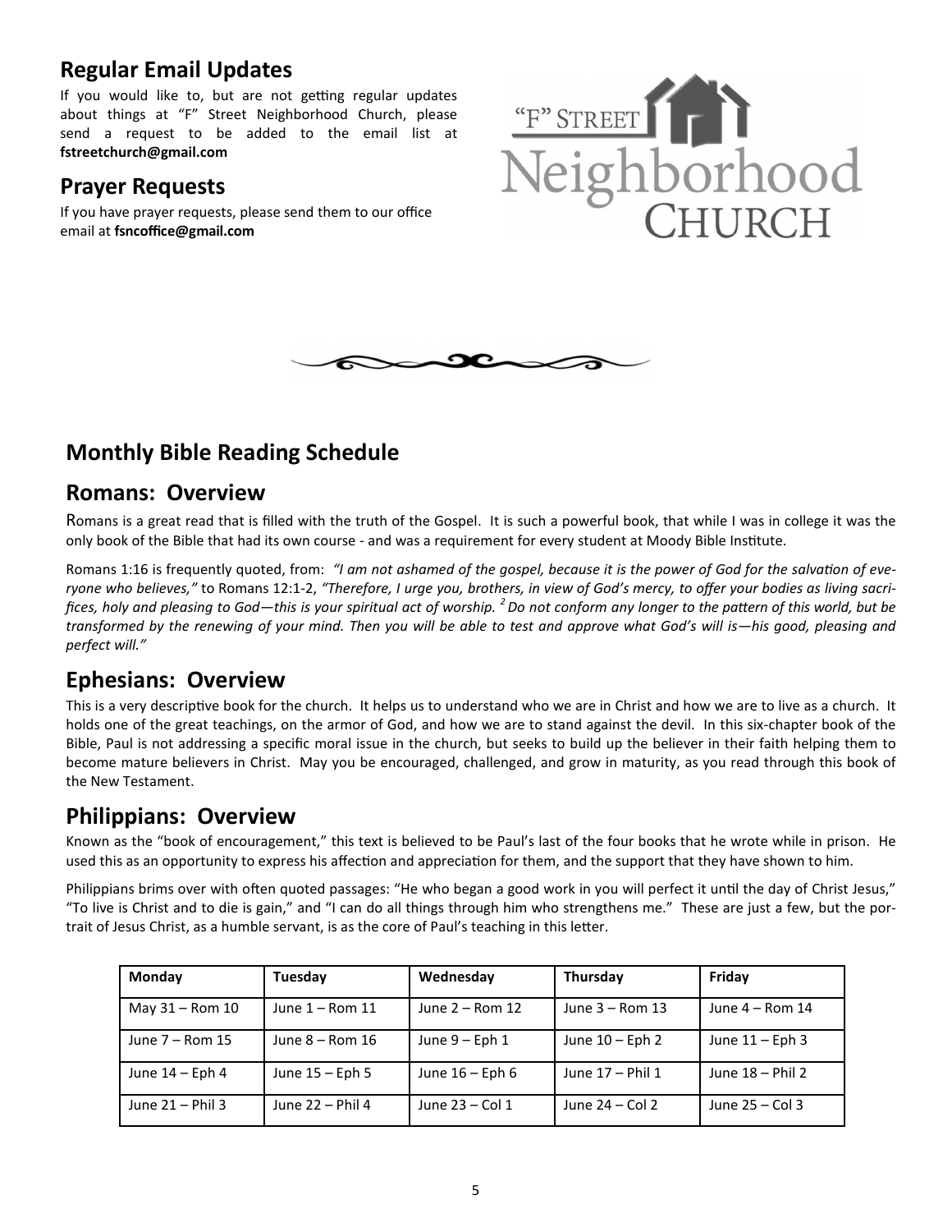## Regular Email Updates

If you would like to, but are not getting regular updates about things at "F" Street Neighborhood Church, please send a request to be added to the email list at **fstreetchurch@gmail.com**

## Prayer Requests

If you have prayer requests, please send them to our office email at **fsncoffice@gmail.com**

"F" STREET Neighborhood CHURCH

## Monthly Bible Reading Schedule

### Romans: Overview

Romans is a great read that is filled with the truth of the Gospel. It is such a powerful book, that while I was in college it was the only book of the Bible that had its own course - and was a requirement for every student at Moody Bible Institute.

Romans 1:16 is frequently quoted, from: *"I am not ashamed of the gospel, because it is the power of God for the salvation of everyone who believes,"* to Romans 12:1-2, *"Therefore, I urge you, brothers, in view of God's mercy, to offer your bodies as living sacrifices, holy and pleasing to God—this is your spiritual act of worship. [2] Do not conform any longer to the pattern of this world, but be transformed by the renewing of your mind. Then you will be able to test and approve what God's will is—his good, pleasing and perfect will."*

### Ephesians: Overview

This is a very descriptive book for the church. It helps us to understand who we are in Christ and how we are to live as a church. It holds one of the great teachings, on the armor of God, and how we are to stand against the devil. In this six-chapter book of the Bible, Paul is not addressing a specific moral issue in the church, but seeks to build up the believer in their faith helping them to become mature believers in Christ. May you be encouraged, challenged, and grow in maturity, as you read through this book of the New Testament.

### Philippians: Overview

Known as the "book of encouragement," this text is believed to be Paul's last of the four books that he wrote while in prison. He used this as an opportunity to express his affection and appreciation for them, and the support that they have shown to him.

Philippians brims over with often quoted passages: "He who began a good work in you will perfect it until the day of Christ Jesus," "To live is Christ and to die is gain," and "I can do all things through him who strengthens me." These are just a few, but the portrait of Jesus Christ, as a humble servant, is as the core of Paul's teaching in this letter.

| Monday | Tuesday | Wednesday | Thursday | Friday |
|---|---|---|---|---|
| May 31 – Rom 10 | June 1 – Rom 11 | June 2 – Rom 12 | June 3 – Rom 13 | June 4 – Rom 14 |
| June 7 – Rom 15 | June 8 – Rom 16 | June 9 – Eph 1 | June 10 – Eph 2 | June 11 – Eph 3 |
| June 14 – Eph 4 | June 15 – Eph 5 | June 16 – Eph 6 | June 17 – Phil 1 | June 18 – Phil 2 |
| June 21 – Phil 3 | June 22 – Phil 4 | June 23 – Col 1 | June 24 – Col 2 | June 25 – Col 3 |